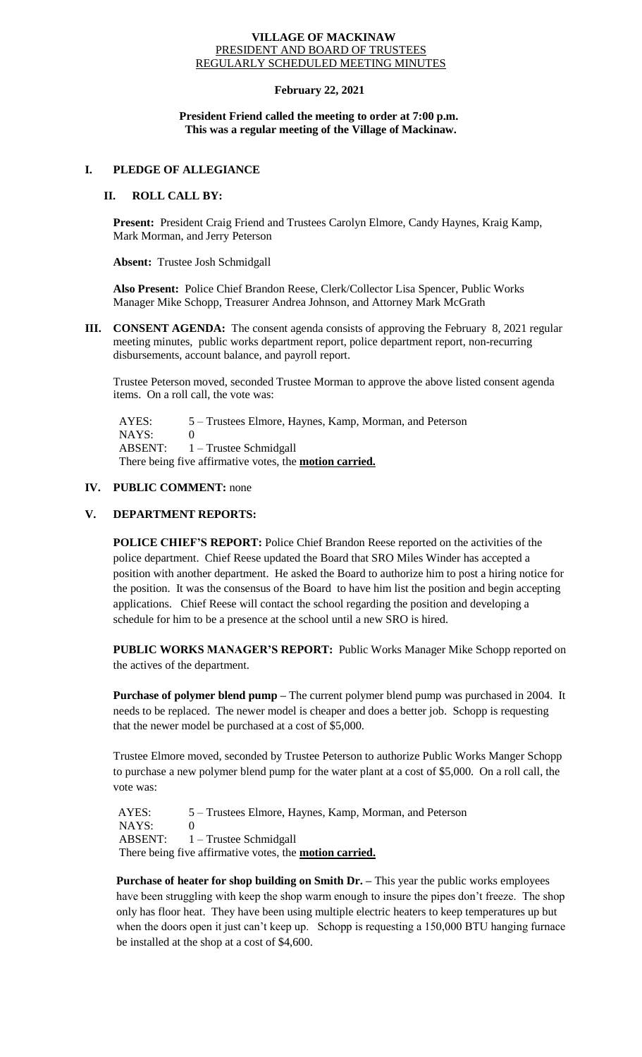**VILLAGE OF MACKINAW**
PRESIDENT AND BOARD OF TRUSTEES
REGULARLY SCHEDULED MEETING MINUTES

**February 22, 2021**

**President Friend called the meeting to order at 7:00 p.m.**
**This was a regular meeting of the Village of Mackinaw.**

## I. PLEDGE OF ALLEGIANCE

## II. ROLL CALL BY:

**Present:** President Craig Friend and Trustees Carolyn Elmore, Candy Haynes, Kraig Kamp, Mark Morman, and Jerry Peterson

**Absent:** Trustee Josh Schmidgall

**Also Present:** Police Chief Brandon Reese, Clerk/Collector Lisa Spencer, Public Works Manager Mike Schopp, Treasurer Andrea Johnson, and Attorney Mark McGrath

## III. CONSENT AGENDA:

The consent agenda consists of approving the February 8, 2021 regular meeting minutes, public works department report, police department report, non-recurring disbursements, account balance, and payroll report.

Trustee Peterson moved, seconded Trustee Morman to approve the above listed consent agenda items. On a roll call, the vote was:

AYES: 5 – Trustees Elmore, Haynes, Kamp, Morman, and Peterson
NAYS: 0
ABSENT: 1 – Trustee Schmidgall
There being five affirmative votes, the **motion carried.**

## IV. PUBLIC COMMENT: none

## V. DEPARTMENT REPORTS:

**POLICE CHIEF'S REPORT:** Police Chief Brandon Reese reported on the activities of the police department. Chief Reese updated the Board that SRO Miles Winder has accepted a position with another department. He asked the Board to authorize him to post a hiring notice for the position. It was the consensus of the Board to have him list the position and begin accepting applications. Chief Reese will contact the school regarding the position and developing a schedule for him to be a presence at the school until a new SRO is hired.

**PUBLIC WORKS MANAGER'S REPORT:** Public Works Manager Mike Schopp reported on the actives of the department.

**Purchase of polymer blend pump –** The current polymer blend pump was purchased in 2004. It needs to be replaced. The newer model is cheaper and does a better job. Schopp is requesting that the newer model be purchased at a cost of $5,000.

Trustee Elmore moved, seconded by Trustee Peterson to authorize Public Works Manger Schopp to purchase a new polymer blend pump for the water plant at a cost of $5,000. On a roll call, the vote was:

AYES: 5 – Trustees Elmore, Haynes, Kamp, Morman, and Peterson
NAYS: 0
ABSENT: 1 – Trustee Schmidgall
There being five affirmative votes, the **motion carried.**

**Purchase of heater for shop building on Smith Dr. –** This year the public works employees have been struggling with keep the shop warm enough to insure the pipes don't freeze. The shop only has floor heat. They have been using multiple electric heaters to keep temperatures up but when the doors open it just can't keep up. Schopp is requesting a 150,000 BTU hanging furnace be installed at the shop at a cost of $4,600.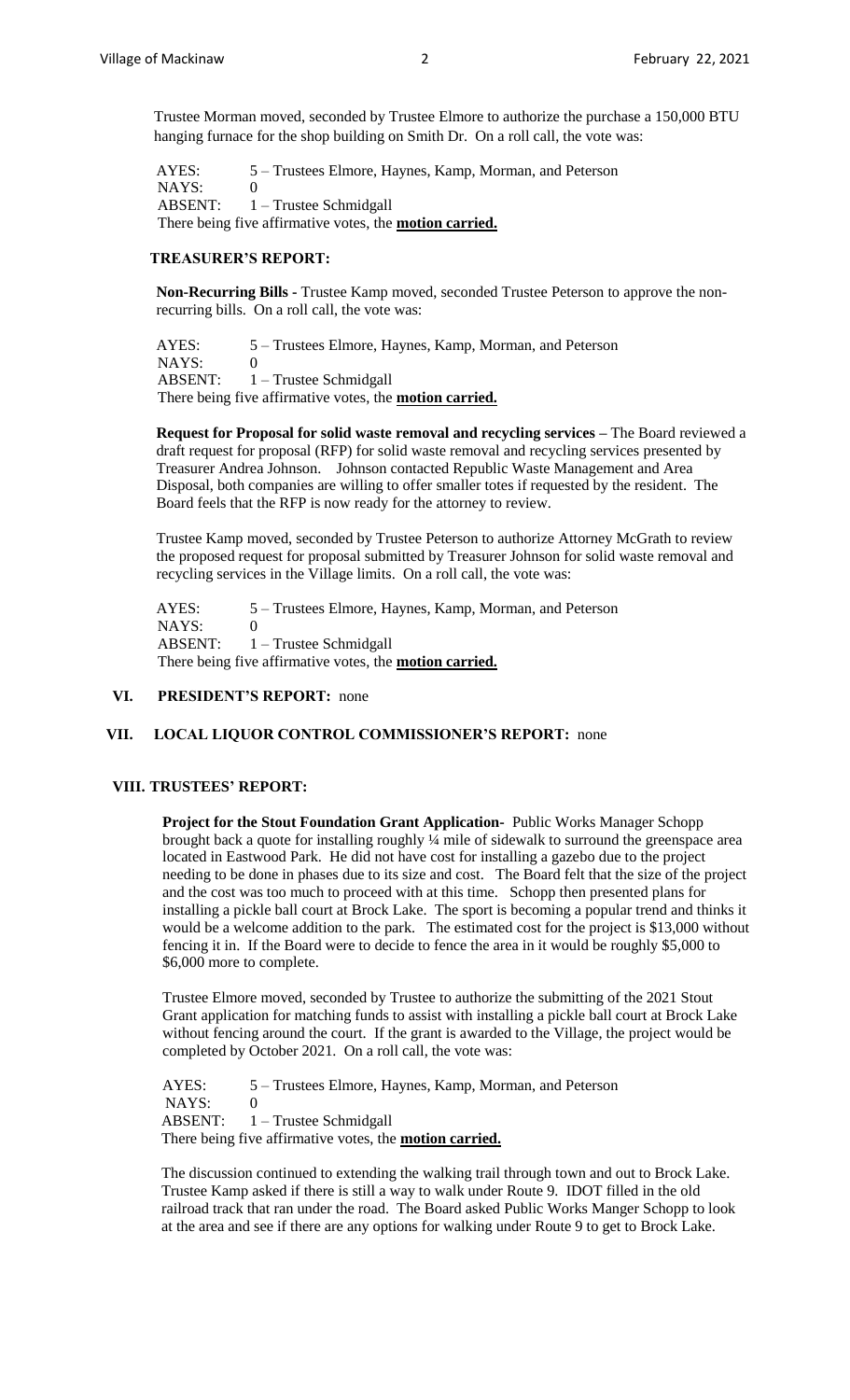Trustee Morman moved, seconded by Trustee Elmore to authorize the purchase a 150,000 BTU hanging furnace for the shop building on Smith Dr. On a roll call, the vote was:

AYES: 5 – Trustees Elmore, Haynes, Kamp, Morman, and Peterson
NAYS: 0
ABSENT: 1 – Trustee Schmidgall
There being five affirmative votes, the **motion carried.**

**TREASURER'S REPORT:**

**Non-Recurring Bills -** Trustee Kamp moved, seconded Trustee Peterson to approve the non-recurring bills. On a roll call, the vote was:

AYES: 5 – Trustees Elmore, Haynes, Kamp, Morman, and Peterson
NAYS: 0
ABSENT: 1 – Trustee Schmidgall
There being five affirmative votes, the **motion carried.**

**Request for Proposal for solid waste removal and recycling services –** The Board reviewed a draft request for proposal (RFP) for solid waste removal and recycling services presented by Treasurer Andrea Johnson. Johnson contacted Republic Waste Management and Area Disposal, both companies are willing to offer smaller totes if requested by the resident. The Board feels that the RFP is now ready for the attorney to review.

Trustee Kamp moved, seconded by Trustee Peterson to authorize Attorney McGrath to review the proposed request for proposal submitted by Treasurer Johnson for solid waste removal and recycling services in the Village limits. On a roll call, the vote was:

AYES: 5 – Trustees Elmore, Haynes, Kamp, Morman, and Peterson
NAYS: 0
ABSENT: 1 – Trustee Schmidgall
There being five affirmative votes, the **motion carried.**

## VI. PRESIDENT'S REPORT: none

## VII. LOCAL LIQUOR CONTROL COMMISSIONER'S REPORT: none

## VIII. TRUSTEES' REPORT:

**Project for the Stout Foundation Grant Application-** Public Works Manager Schopp brought back a quote for installing roughly ¼ mile of sidewalk to surround the greenspace area located in Eastwood Park. He did not have cost for installing a gazebo due to the project needing to be done in phases due to its size and cost. The Board felt that the size of the project and the cost was too much to proceed with at this time. Schopp then presented plans for installing a pickle ball court at Brock Lake. The sport is becoming a popular trend and thinks it would be a welcome addition to the park. The estimated cost for the project is $13,000 without fencing it in. If the Board were to decide to fence the area in it would be roughly $5,000 to $6,000 more to complete.

Trustee Elmore moved, seconded by Trustee to authorize the submitting of the 2021 Stout Grant application for matching funds to assist with installing a pickle ball court at Brock Lake without fencing around the court. If the grant is awarded to the Village, the project would be completed by October 2021. On a roll call, the vote was:

AYES: 5 – Trustees Elmore, Haynes, Kamp, Morman, and Peterson
NAYS: 0
ABSENT: 1 – Trustee Schmidgall
There being five affirmative votes, the **motion carried.**

The discussion continued to extending the walking trail through town and out to Brock Lake. Trustee Kamp asked if there is still a way to walk under Route 9. IDOT filled in the old railroad track that ran under the road. The Board asked Public Works Manger Schopp to look at the area and see if there are any options for walking under Route 9 to get to Brock Lake.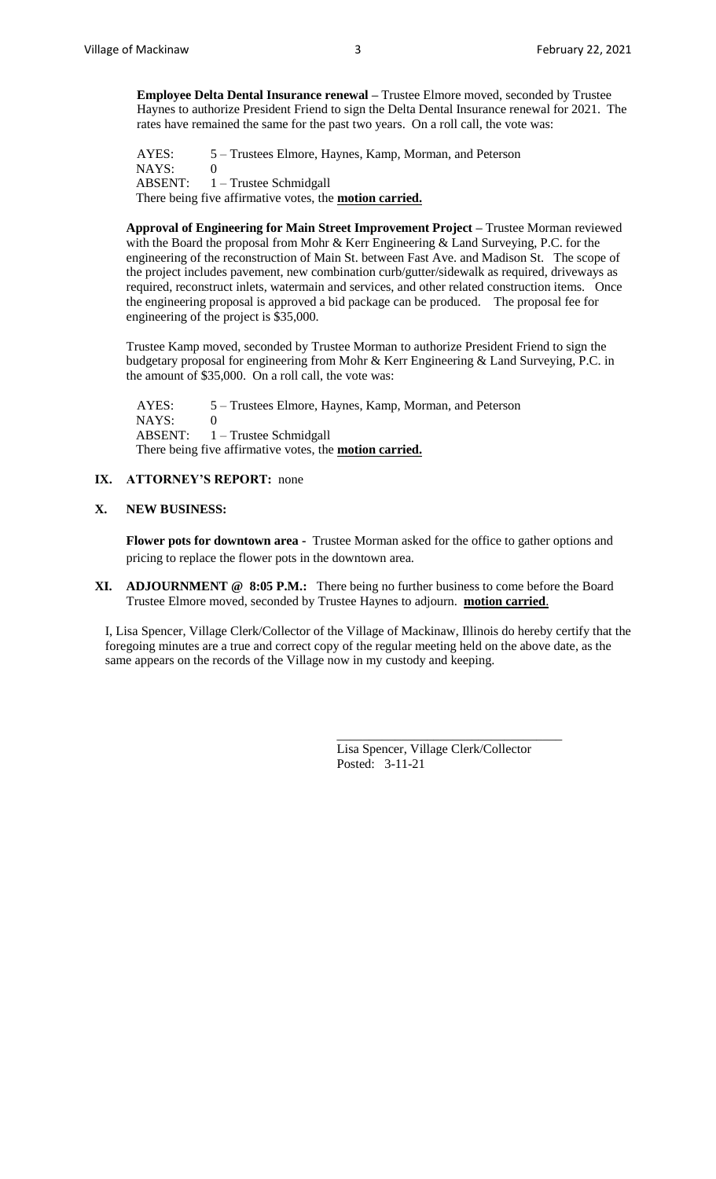**Employee Delta Dental Insurance renewal –** Trustee Elmore moved, seconded by Trustee Haynes to authorize President Friend to sign the Delta Dental Insurance renewal for 2021. The rates have remained the same for the past two years. On a roll call, the vote was:

AYES: 5 – Trustees Elmore, Haynes, Kamp, Morman, and Peterson
NAYS: 0
ABSENT: 1 – Trustee Schmidgall
There being five affirmative votes, the **motion carried.**

**Approval of Engineering for Main Street Improvement Project –** Trustee Morman reviewed with the Board the proposal from Mohr & Kerr Engineering & Land Surveying, P.C. for the engineering of the reconstruction of Main St. between Fast Ave. and Madison St. The scope of the project includes pavement, new combination curb/gutter/sidewalk as required, driveways as required, reconstruct inlets, watermain and services, and other related construction items. Once the engineering proposal is approved a bid package can be produced. The proposal fee for engineering of the project is $35,000.

Trustee Kamp moved, seconded by Trustee Morman to authorize President Friend to sign the budgetary proposal for engineering from Mohr & Kerr Engineering & Land Surveying, P.C. in the amount of $35,000. On a roll call, the vote was:

AYES: 5 – Trustees Elmore, Haynes, Kamp, Morman, and Peterson
NAYS: 0
ABSENT: 1 – Trustee Schmidgall
There being five affirmative votes, the **motion carried.**

**IX. ATTORNEY'S REPORT:** none

**X. NEW BUSINESS:**

**Flower pots for downtown area -** Trustee Morman asked for the office to gather options and pricing to replace the flower pots in the downtown area.

**XI. ADJOURNMENT @ 8:05 P.M.:** There being no further business to come before the Board Trustee Elmore moved, seconded by Trustee Haynes to adjourn. **motion carried**.

I, Lisa Spencer, Village Clerk/Collector of the Village of Mackinaw, Illinois do hereby certify that the foregoing minutes are a true and correct copy of the regular meeting held on the above date, as the same appears on the records of the Village now in my custody and keeping.

\_\_\_\_\_\_\_\_\_\_\_\_\_\_\_\_\_\_\_\_\_\_\_\_\_\_\_\_\_\_\_\_\_\_\_
Lisa Spencer, Village Clerk/Collector
Posted: 3-11-21